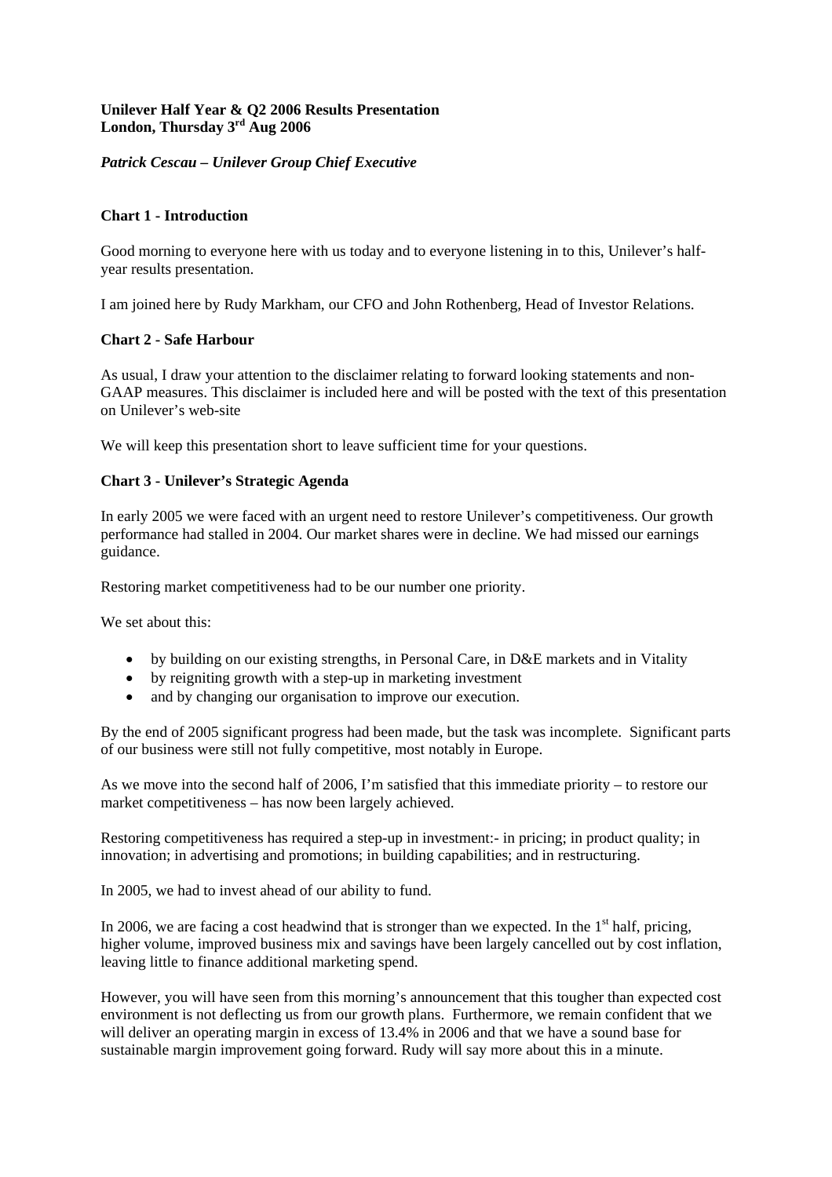**Unilever Half Year & Q2 2006 Results Presentation**
**London, Thursday 3rd Aug 2006**

***Patrick Cescau – Unilever Group Chief Executive***

## Chart 1 - Introduction

Good morning to everyone here with us today and to everyone listening in to this, Unilever's half-year results presentation.

I am joined here by Rudy Markham, our CFO and John Rothenberg, Head of Investor Relations.

## Chart 2 - Safe Harbour

As usual, I draw your attention to the disclaimer relating to forward looking statements and non-GAAP measures. This disclaimer is included here and will be posted with the text of this presentation on Unilever's web-site

We will keep this presentation short to leave sufficient time for your questions.

## Chart 3 - Unilever's Strategic Agenda

In early 2005 we were faced with an urgent need to restore Unilever's competitiveness. Our growth performance had stalled in 2004. Our market shares were in decline. We had missed our earnings guidance.

Restoring market competitiveness had to be our number one priority.

We set about this:

- by building on our existing strengths, in Personal Care, in D&E markets and in Vitality
- by reigniting growth with a step-up in marketing investment
- and by changing our organisation to improve our execution.

By the end of 2005 significant progress had been made, but the task was incomplete. Significant parts of our business were still not fully competitive, most notably in Europe.

As we move into the second half of 2006, I'm satisfied that this immediate priority – to restore our market competitiveness – has now been largely achieved.

Restoring competitiveness has required a step-up in investment:- in pricing; in product quality; in innovation; in advertising and promotions; in building capabilities; and in restructuring.

In 2005, we had to invest ahead of our ability to fund.

In 2006, we are facing a cost headwind that is stronger than we expected. In the 1st half, pricing, higher volume, improved business mix and savings have been largely cancelled out by cost inflation, leaving little to finance additional marketing spend.

However, you will have seen from this morning's announcement that this tougher than expected cost environment is not deflecting us from our growth plans. Furthermore, we remain confident that we will deliver an operating margin in excess of 13.4% in 2006 and that we have a sound base for sustainable margin improvement going forward. Rudy will say more about this in a minute.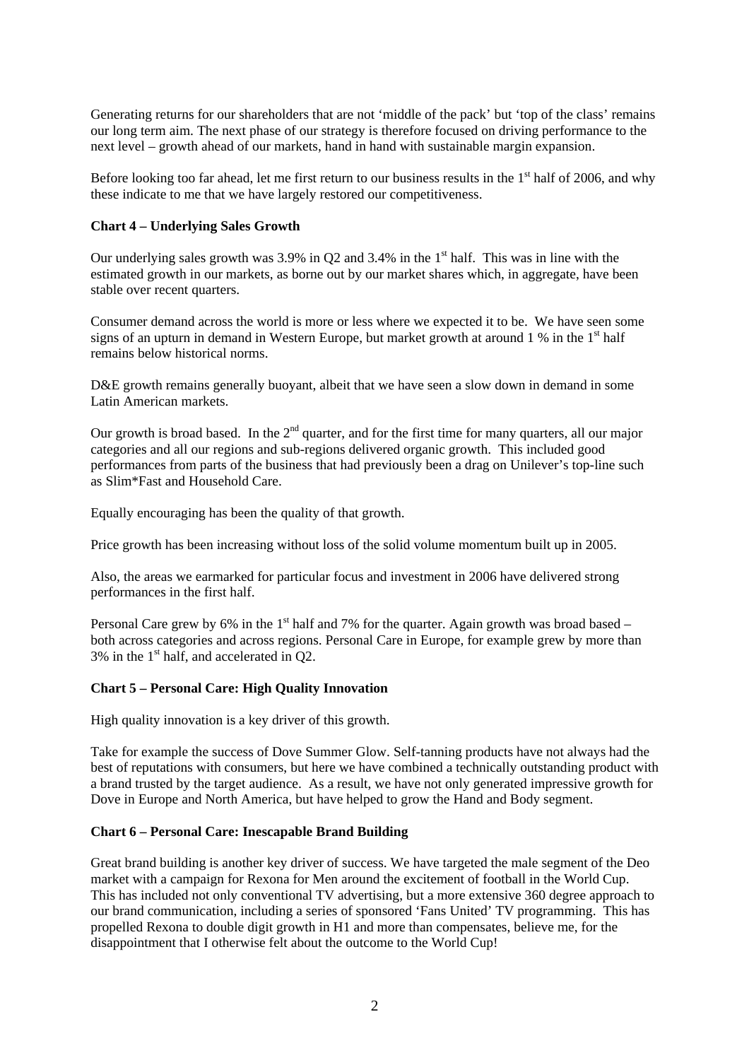Generating returns for our shareholders that are not 'middle of the pack' but 'top of the class' remains our long term aim. The next phase of our strategy is therefore focused on driving performance to the next level – growth ahead of our markets, hand in hand with sustainable margin expansion.

Before looking too far ahead, let me first return to our business results in the 1st half of 2006, and why these indicate to me that we have largely restored our competitiveness.

**Chart 4 – Underlying Sales Growth**

Our underlying sales growth was 3.9% in Q2 and 3.4% in the 1st half. This was in line with the estimated growth in our markets, as borne out by our market shares which, in aggregate, have been stable over recent quarters.

Consumer demand across the world is more or less where we expected it to be. We have seen some signs of an upturn in demand in Western Europe, but market growth at around 1 % in the 1st half remains below historical norms.

D&E growth remains generally buoyant, albeit that we have seen a slow down in demand in some Latin American markets.

Our growth is broad based. In the 2nd quarter, and for the first time for many quarters, all our major categories and all our regions and sub-regions delivered organic growth. This included good performances from parts of the business that had previously been a drag on Unilever's top-line such as Slim*Fast and Household Care.

Equally encouraging has been the quality of that growth.

Price growth has been increasing without loss of the solid volume momentum built up in 2005.

Also, the areas we earmarked for particular focus and investment in 2006 have delivered strong performances in the first half.

Personal Care grew by 6% in the 1st half and 7% for the quarter. Again growth was broad based – both across categories and across regions. Personal Care in Europe, for example grew by more than 3% in the 1st half, and accelerated in Q2.

**Chart 5 – Personal Care: High Quality Innovation**

High quality innovation is a key driver of this growth.

Take for example the success of Dove Summer Glow. Self-tanning products have not always had the best of reputations with consumers, but here we have combined a technically outstanding product with a brand trusted by the target audience. As a result, we have not only generated impressive growth for Dove in Europe and North America, but have helped to grow the Hand and Body segment.

**Chart 6 – Personal Care: Inescapable Brand Building**

Great brand building is another key driver of success. We have targeted the male segment of the Deo market with a campaign for Rexona for Men around the excitement of football in the World Cup. This has included not only conventional TV advertising, but a more extensive 360 degree approach to our brand communication, including a series of sponsored 'Fans United' TV programming. This has propelled Rexona to double digit growth in H1 and more than compensates, believe me, for the disappointment that I otherwise felt about the outcome to the World Cup!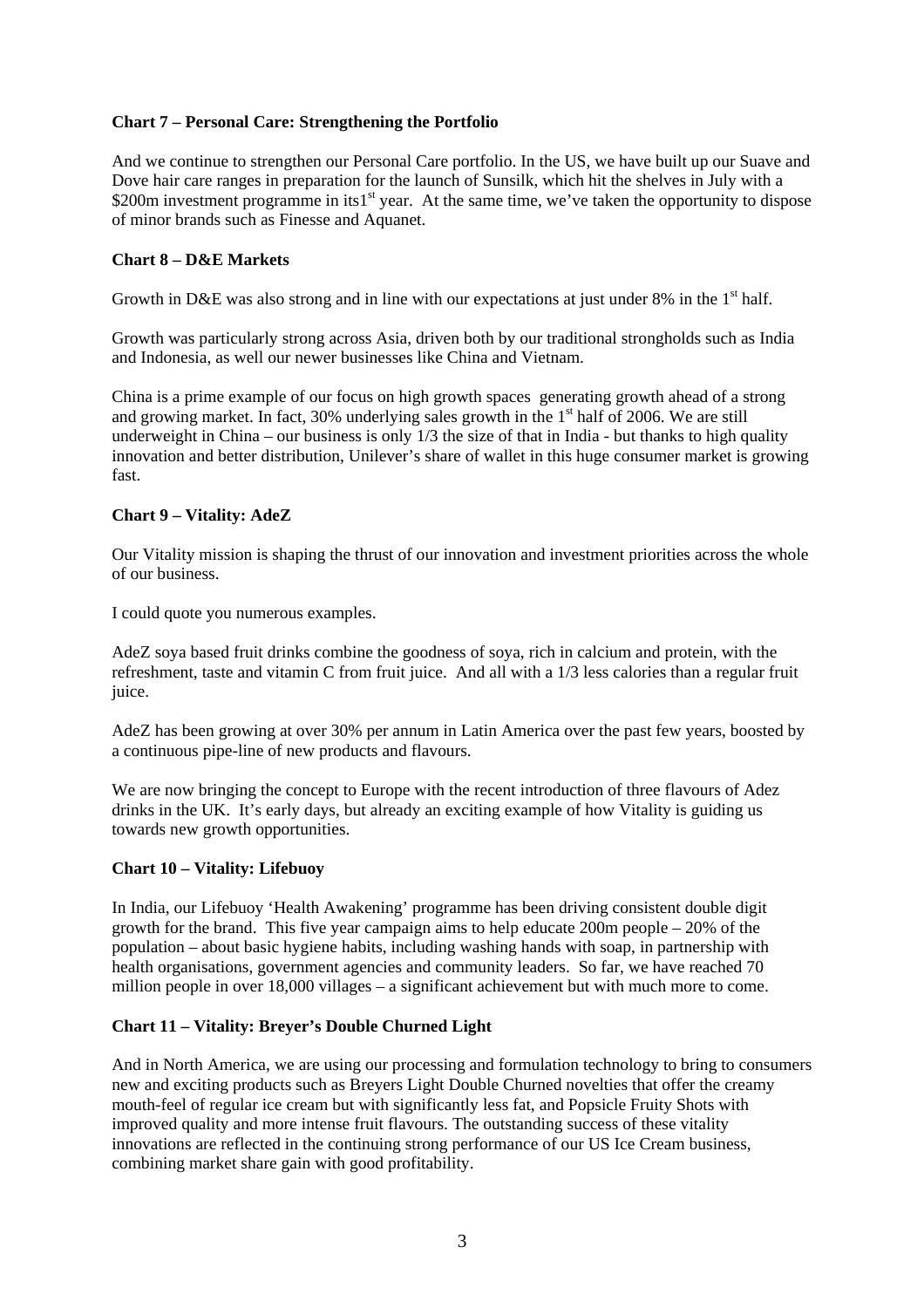**Chart 7 – Personal Care: Strengthening the Portfolio**

And we continue to strengthen our Personal Care portfolio. In the US, we have built up our Suave and Dove hair care ranges in preparation for the launch of Sunsilk, which hit the shelves in July with a $200m investment programme in its1st year. At the same time, we've taken the opportunity to dispose of minor brands such as Finesse and Aquanet.

**Chart 8 – D&E Markets**

Growth in D&E was also strong and in line with our expectations at just under 8% in the 1st half.

Growth was particularly strong across Asia, driven both by our traditional strongholds such as India and Indonesia, as well our newer businesses like China and Vietnam.

China is a prime example of our focus on high growth spaces generating growth ahead of a strong and growing market. In fact, 30% underlying sales growth in the 1st half of 2006. We are still underweight in China – our business is only 1/3 the size of that in India - but thanks to high quality innovation and better distribution, Unilever's share of wallet in this huge consumer market is growing fast.

**Chart 9 – Vitality: AdeZ**

Our Vitality mission is shaping the thrust of our innovation and investment priorities across the whole of our business.

I could quote you numerous examples.

AdeZ soya based fruit drinks combine the goodness of soya, rich in calcium and protein, with the refreshment, taste and vitamin C from fruit juice. And all with a 1/3 less calories than a regular fruit juice.

AdeZ has been growing at over 30% per annum in Latin America over the past few years, boosted by a continuous pipe-line of new products and flavours.

We are now bringing the concept to Europe with the recent introduction of three flavours of Adez drinks in the UK. It's early days, but already an exciting example of how Vitality is guiding us towards new growth opportunities.

**Chart 10 – Vitality: Lifebuoy**

In India, our Lifebuoy 'Health Awakening' programme has been driving consistent double digit growth for the brand. This five year campaign aims to help educate 200m people – 20% of the population – about basic hygiene habits, including washing hands with soap, in partnership with health organisations, government agencies and community leaders. So far, we have reached 70 million people in over 18,000 villages – a significant achievement but with much more to come.

**Chart 11 – Vitality: Breyer's Double Churned Light**

And in North America, we are using our processing and formulation technology to bring to consumers new and exciting products such as Breyers Light Double Churned novelties that offer the creamy mouth-feel of regular ice cream but with significantly less fat, and Popsicle Fruity Shots with improved quality and more intense fruit flavours. The outstanding success of these vitality innovations are reflected in the continuing strong performance of our US Ice Cream business, combining market share gain with good profitability.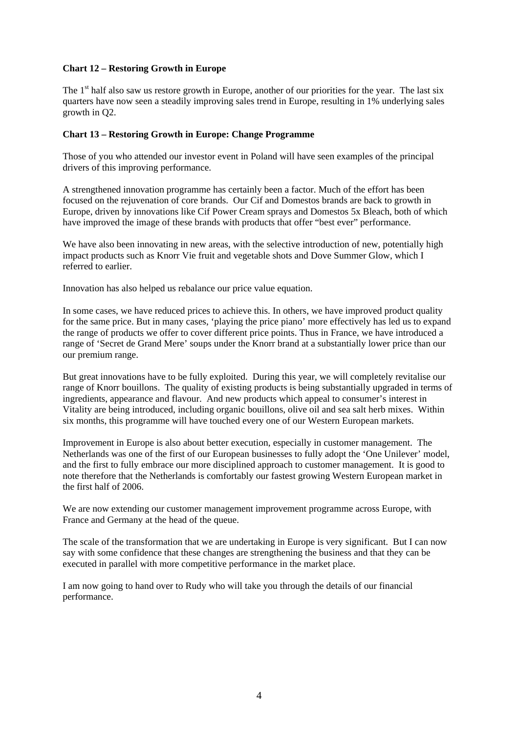**Chart 12 – Restoring Growth in Europe**

The 1st half also saw us restore growth in Europe, another of our priorities for the year. The last six quarters have now seen a steadily improving sales trend in Europe, resulting in 1% underlying sales growth in Q2.

**Chart 13 – Restoring Growth in Europe: Change Programme**

Those of you who attended our investor event in Poland will have seen examples of the principal drivers of this improving performance.

A strengthened innovation programme has certainly been a factor. Much of the effort has been focused on the rejuvenation of core brands. Our Cif and Domestos brands are back to growth in Europe, driven by innovations like Cif Power Cream sprays and Domestos 5x Bleach, both of which have improved the image of these brands with products that offer "best ever" performance.

We have also been innovating in new areas, with the selective introduction of new, potentially high impact products such as Knorr Vie fruit and vegetable shots and Dove Summer Glow, which I referred to earlier.

Innovation has also helped us rebalance our price value equation.

In some cases, we have reduced prices to achieve this. In others, we have improved product quality for the same price. But in many cases, 'playing the price piano' more effectively has led us to expand the range of products we offer to cover different price points. Thus in France, we have introduced a range of 'Secret de Grand Mere' soups under the Knorr brand at a substantially lower price than our our premium range.

But great innovations have to be fully exploited. During this year, we will completely revitalise our range of Knorr bouillons. The quality of existing products is being substantially upgraded in terms of ingredients, appearance and flavour. And new products which appeal to consumer's interest in Vitality are being introduced, including organic bouillons, olive oil and sea salt herb mixes. Within six months, this programme will have touched every one of our Western European markets.

Improvement in Europe is also about better execution, especially in customer management. The Netherlands was one of the first of our European businesses to fully adopt the 'One Unilever' model, and the first to fully embrace our more disciplined approach to customer management. It is good to note therefore that the Netherlands is comfortably our fastest growing Western European market in the first half of 2006.

We are now extending our customer management improvement programme across Europe, with France and Germany at the head of the queue.

The scale of the transformation that we are undertaking in Europe is very significant. But I can now say with some confidence that these changes are strengthening the business and that they can be executed in parallel with more competitive performance in the market place.

I am now going to hand over to Rudy who will take you through the details of our financial performance.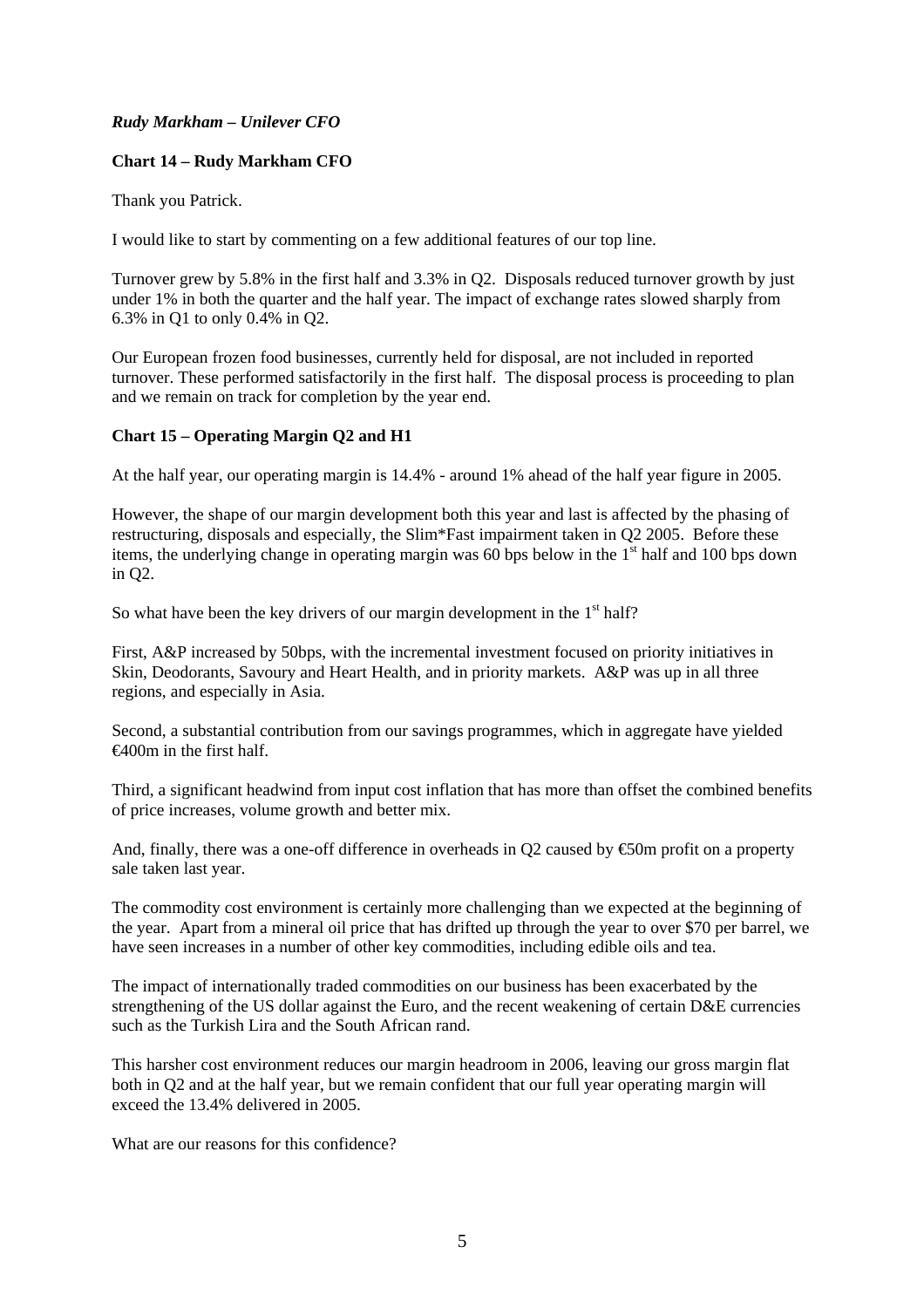*Rudy Markham – Unilever CFO*

**Chart 14 – Rudy Markham CFO**

Thank you Patrick.

I would like to start by commenting on a few additional features of our top line.

Turnover grew by 5.8% in the first half and 3.3% in Q2. Disposals reduced turnover growth by just under 1% in both the quarter and the half year. The impact of exchange rates slowed sharply from 6.3% in Q1 to only 0.4% in Q2.

Our European frozen food businesses, currently held for disposal, are not included in reported turnover. These performed satisfactorily in the first half. The disposal process is proceeding to plan and we remain on track for completion by the year end.

**Chart 15 – Operating Margin Q2 and H1**

At the half year, our operating margin is 14.4% - around 1% ahead of the half year figure in 2005.

However, the shape of our margin development both this year and last is affected by the phasing of restructuring, disposals and especially, the Slim*Fast impairment taken in Q2 2005. Before these items, the underlying change in operating margin was 60 bps below in the 1st half and 100 bps down in Q2.

So what have been the key drivers of our margin development in the 1st half?

First, A&P increased by 50bps, with the incremental investment focused on priority initiatives in Skin, Deodorants, Savoury and Heart Health, and in priority markets. A&P was up in all three regions, and especially in Asia.

Second, a substantial contribution from our savings programmes, which in aggregate have yielded €400m in the first half.

Third, a significant headwind from input cost inflation that has more than offset the combined benefits of price increases, volume growth and better mix.

And, finally, there was a one-off difference in overheads in Q2 caused by €50m profit on a property sale taken last year.

The commodity cost environment is certainly more challenging than we expected at the beginning of the year. Apart from a mineral oil price that has drifted up through the year to over $70 per barrel, we have seen increases in a number of other key commodities, including edible oils and tea.

The impact of internationally traded commodities on our business has been exacerbated by the strengthening of the US dollar against the Euro, and the recent weakening of certain D&E currencies such as the Turkish Lira and the South African rand.

This harsher cost environment reduces our margin headroom in 2006, leaving our gross margin flat both in Q2 and at the half year, but we remain confident that our full year operating margin will exceed the 13.4% delivered in 2005.

What are our reasons for this confidence?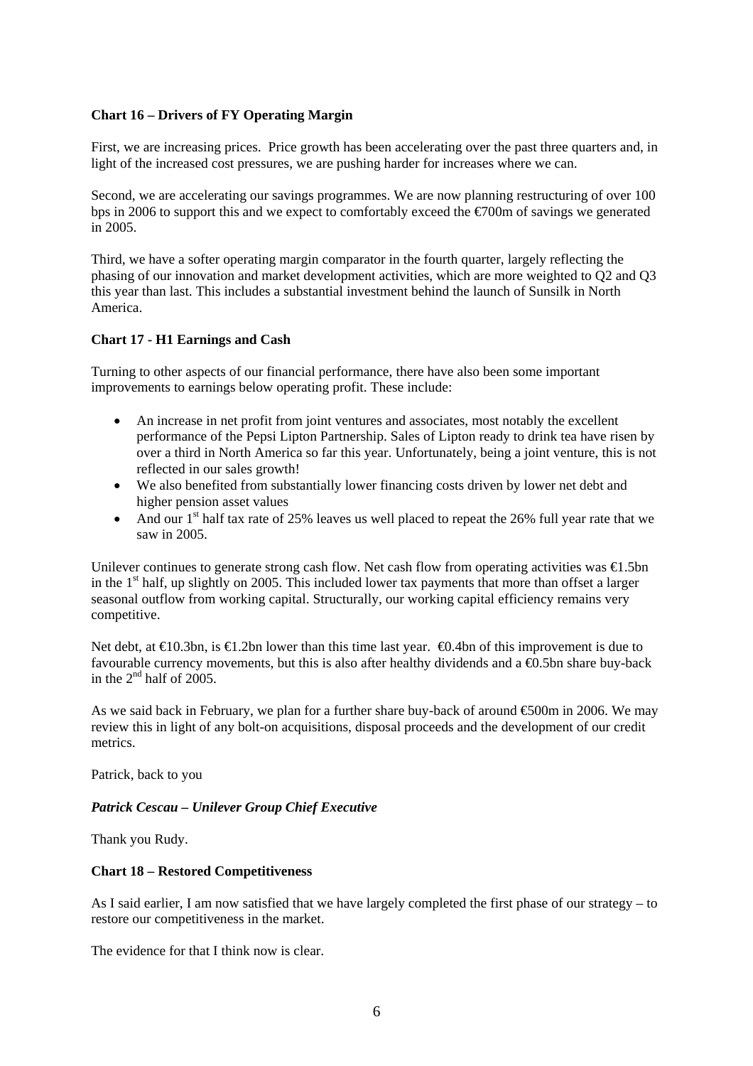**Chart 16 – Drivers of FY Operating Margin**

First, we are increasing prices. Price growth has been accelerating over the past three quarters and, in light of the increased cost pressures, we are pushing harder for increases where we can.

Second, we are accelerating our savings programmes. We are now planning restructuring of over 100 bps in 2006 to support this and we expect to comfortably exceed the €700m of savings we generated in 2005.

Third, we have a softer operating margin comparator in the fourth quarter, largely reflecting the phasing of our innovation and market development activities, which are more weighted to Q2 and Q3 this year than last. This includes a substantial investment behind the launch of Sunsilk in North America.

**Chart 17 - H1 Earnings and Cash**

Turning to other aspects of our financial performance, there have also been some important improvements to earnings below operating profit. These include:

- An increase in net profit from joint ventures and associates, most notably the excellent performance of the Pepsi Lipton Partnership. Sales of Lipton ready to drink tea have risen by over a third in North America so far this year. Unfortunately, being a joint venture, this is not reflected in our sales growth!
- We also benefited from substantially lower financing costs driven by lower net debt and higher pension asset values
- And our 1st half tax rate of 25% leaves us well placed to repeat the 26% full year rate that we saw in 2005.

Unilever continues to generate strong cash flow. Net cash flow from operating activities was €1.5bn in the 1st half, up slightly on 2005. This included lower tax payments that more than offset a larger seasonal outflow from working capital. Structurally, our working capital efficiency remains very competitive.

Net debt, at €10.3bn, is €1.2bn lower than this time last year. €0.4bn of this improvement is due to favourable currency movements, but this is also after healthy dividends and a €0.5bn share buy-back in the 2nd half of 2005.

As we said back in February, we plan for a further share buy-back of around €500m in 2006. We may review this in light of any bolt-on acquisitions, disposal proceeds and the development of our credit metrics.

Patrick, back to you

***Patrick Cescau – Unilever Group Chief Executive***

Thank you Rudy.

**Chart 18 – Restored Competitiveness**

As I said earlier, I am now satisfied that we have largely completed the first phase of our strategy – to restore our competitiveness in the market.

The evidence for that I think now is clear.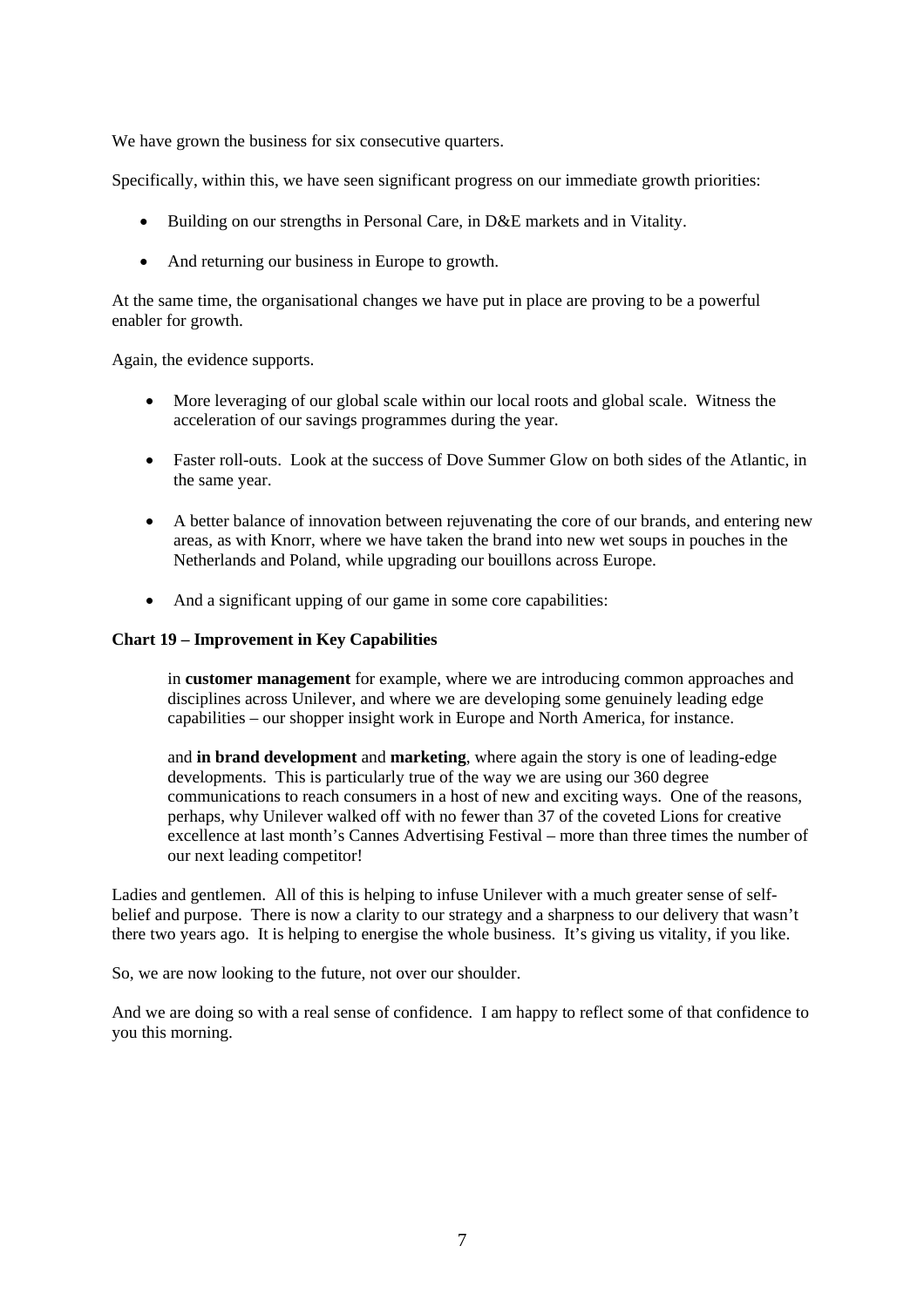We have grown the business for six consecutive quarters.

Specifically, within this, we have seen significant progress on our immediate growth priorities:

- Building on our strengths in Personal Care, in D&E markets and in Vitality.
- And returning our business in Europe to growth.

At the same time, the organisational changes we have put in place are proving to be a powerful enabler for growth.

Again, the evidence supports.

- More leveraging of our global scale within our local roots and global scale. Witness the acceleration of our savings programmes during the year.
- Faster roll-outs. Look at the success of Dove Summer Glow on both sides of the Atlantic, in the same year.
- A better balance of innovation between rejuvenating the core of our brands, and entering new areas, as with Knorr, where we have taken the brand into new wet soups in pouches in the Netherlands and Poland, while upgrading our bouillons across Europe.
- And a significant upping of our game in some core capabilities:

**Chart 19 – Improvement in Key Capabilities**

in **customer management** for example, where we are introducing common approaches and disciplines across Unilever, and where we are developing some genuinely leading edge capabilities – our shopper insight work in Europe and North America, for instance.

and **in brand development** and **marketing**, where again the story is one of leading-edge developments. This is particularly true of the way we are using our 360 degree communications to reach consumers in a host of new and exciting ways. One of the reasons, perhaps, why Unilever walked off with no fewer than 37 of the coveted Lions for creative excellence at last month's Cannes Advertising Festival – more than three times the number of our next leading competitor!

Ladies and gentlemen. All of this is helping to infuse Unilever with a much greater sense of self-belief and purpose. There is now a clarity to our strategy and a sharpness to our delivery that wasn't there two years ago. It is helping to energise the whole business. It's giving us vitality, if you like.

So, we are now looking to the future, not over our shoulder.

And we are doing so with a real sense of confidence. I am happy to reflect some of that confidence to you this morning.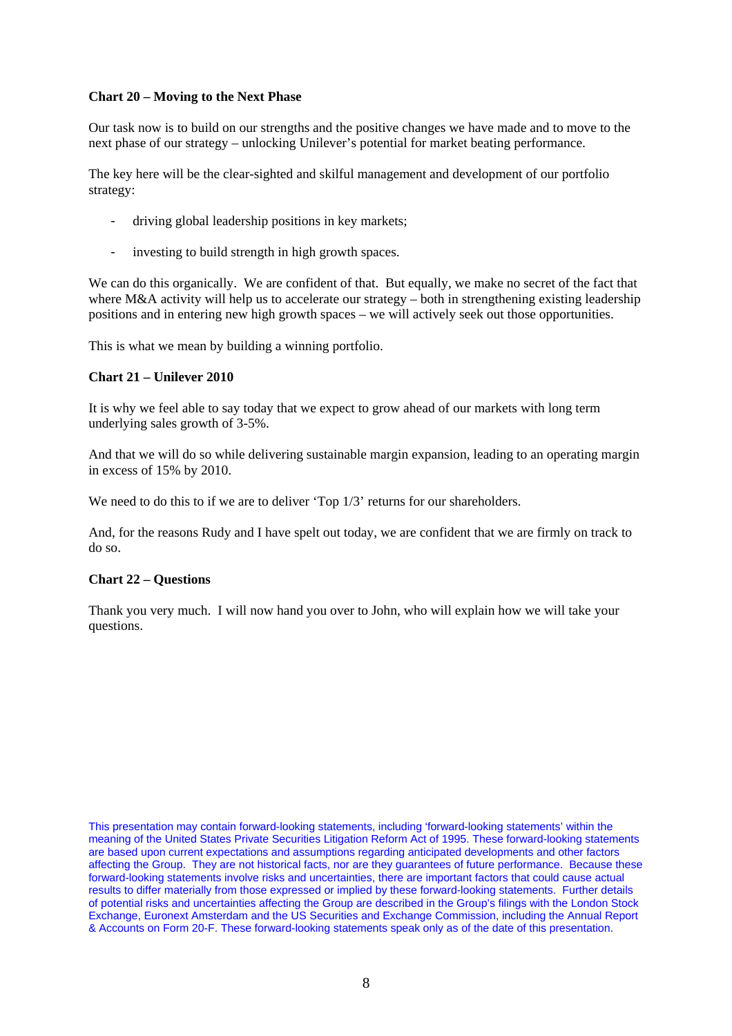**Chart 20 – Moving to the Next Phase**

Our task now is to build on our strengths and the positive changes we have made and to move to the next phase of our strategy – unlocking Unilever's potential for market beating performance.

The key here will be the clear-sighted and skilful management and development of our portfolio strategy:

- driving global leadership positions in key markets;
- investing to build strength in high growth spaces.

We can do this organically. We are confident of that. But equally, we make no secret of the fact that where M&A activity will help us to accelerate our strategy – both in strengthening existing leadership positions and in entering new high growth spaces – we will actively seek out those opportunities.

This is what we mean by building a winning portfolio.

**Chart 21 – Unilever 2010**

It is why we feel able to say today that we expect to grow ahead of our markets with long term underlying sales growth of 3-5%.

And that we will do so while delivering sustainable margin expansion, leading to an operating margin in excess of 15% by 2010.

We need to do this to if we are to deliver 'Top 1/3' returns for our shareholders.

And, for the reasons Rudy and I have spelt out today, we are confident that we are firmly on track to do so.

**Chart 22 – Questions**

Thank you very much. I will now hand you over to John, who will explain how we will take your questions.

This presentation may contain forward-looking statements, including 'forward-looking statements' within the meaning of the United States Private Securities Litigation Reform Act of 1995. These forward-looking statements are based upon current expectations and assumptions regarding anticipated developments and other factors affecting the Group. They are not historical facts, nor are they guarantees of future performance. Because these forward-looking statements involve risks and uncertainties, there are important factors that could cause actual results to differ materially from those expressed or implied by these forward-looking statements. Further details of potential risks and uncertainties affecting the Group are described in the Group's filings with the London Stock Exchange, Euronext Amsterdam and the US Securities and Exchange Commission, including the Annual Report & Accounts on Form 20-F. These forward-looking statements speak only as of the date of this presentation.